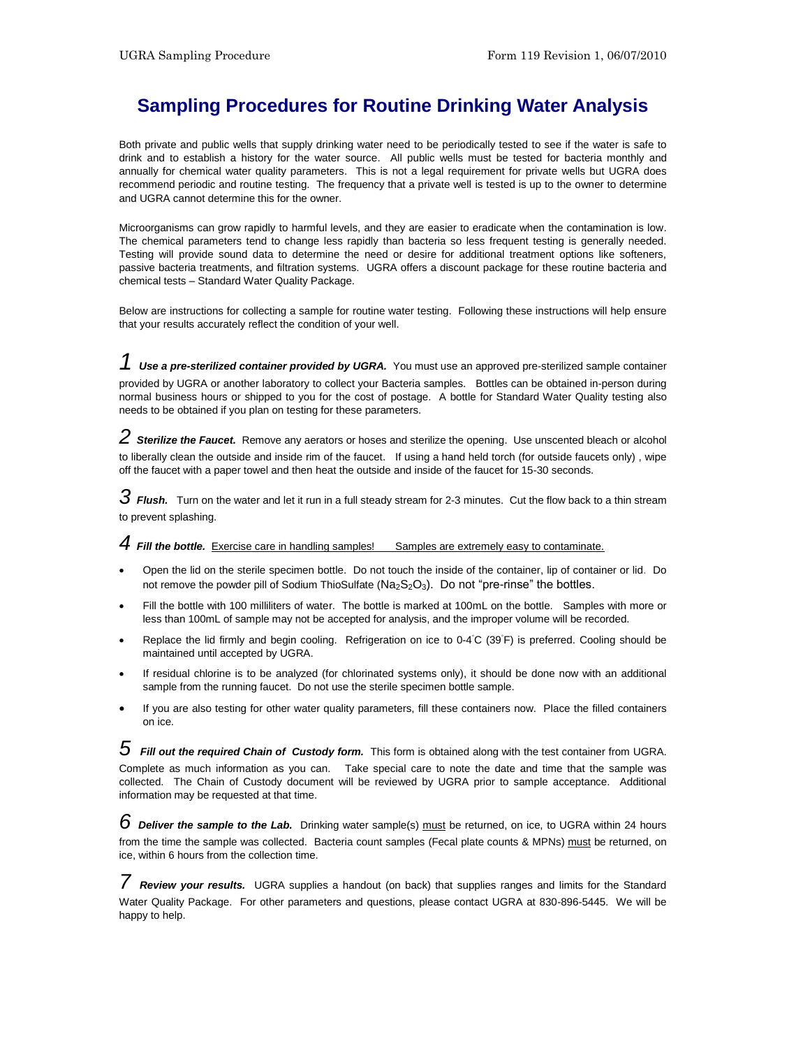# Sampling Procedures for Routine Drinking Water Analysis

Both private and public wells that supply drinking water need to be periodically tested to see if the water is safe to drink and to establish a history for the water source. All public wells must be tested for bacteria monthly and annually for chemical water quality parameters. This is not a legal requirement for private wells but UGRA does recommend periodic and routine testing. The frequency that a private well is tested is up to the owner to determine and UGRA cannot determine this for the owner.

Microorganisms can grow rapidly to harmful levels, and they are easier to eradicate when the contamination is low. The chemical parameters tend to change less rapidly than bacteria so less frequent testing is generally needed. Testing will provide sound data to determine the need or desire for additional treatment options like softeners, passive bacteria treatments, and filtration systems. UGRA offers a discount package for these routine bacteria and chemical tests – Standard Water Quality Package.

Below are instructions for collecting a sample for routine water testing. Following these instructions will help ensure that your results accurately reflect the condition of your well.

*1* ***Use a pre-sterilized container provided by UGRA.*** You must use an approved pre-sterilized sample container provided by UGRA or another laboratory to collect your Bacteria samples. Bottles can be obtained in-person during normal business hours or shipped to you for the cost of postage. A bottle for Standard Water Quality testing also needs to be obtained if you plan on testing for these parameters.

*2* ***Sterilize the Faucet.*** Remove any aerators or hoses and sterilize the opening. Use unscented bleach or alcohol to liberally clean the outside and inside rim of the faucet. If using a hand held torch (for outside faucets only) , wipe off the faucet with a paper towel and then heat the outside and inside of the faucet for 15-30 seconds.

*3* ***Flush.*** Turn on the water and let it run in a full steady stream for 2-3 minutes. Cut the flow back to a thin stream to prevent splashing.

*4* ***Fill the bottle.*** <u>Exercise care in handling samples!</u> <u>Samples are extremely easy to contaminate.</u>

- Open the lid on the sterile specimen bottle. Do not touch the inside of the container, lip of container or lid. Do not remove the powder pill of Sodium ThioSulfate ($Na_2S_2O_3$). Do not "pre-rinse" the bottles.
- Fill the bottle with 100 milliliters of water. The bottle is marked at 100mL on the bottle. Samples with more or less than 100mL of sample may not be accepted for analysis, and the improper volume will be recorded.
- Replace the lid firmly and begin cooling. Refrigeration on ice to 0-4°C (39°F) is preferred. Cooling should be maintained until accepted by UGRA.
- If residual chlorine is to be analyzed (for chlorinated systems only), it should be done now with an additional sample from the running faucet. Do not use the sterile specimen bottle sample.
- If you are also testing for other water quality parameters, fill these containers now. Place the filled containers on ice.

*5* ***Fill out the required Chain of Custody form.*** This form is obtained along with the test container from UGRA. Complete as much information as you can. Take special care to note the date and time that the sample was collected. The Chain of Custody document will be reviewed by UGRA prior to sample acceptance. Additional information may be requested at that time.

*6* ***Deliver the sample to the Lab.*** Drinking water sample(s) <u>must</u> be returned, on ice, to UGRA within 24 hours from the time the sample was collected. Bacteria count samples (Fecal plate counts & MPNs) <u>must</u> be returned, on ice, within 6 hours from the collection time.

*7* ***Review your results.*** UGRA supplies a handout (on back) that supplies ranges and limits for the Standard Water Quality Package. For other parameters and questions, please contact UGRA at 830-896-5445. We will be happy to help.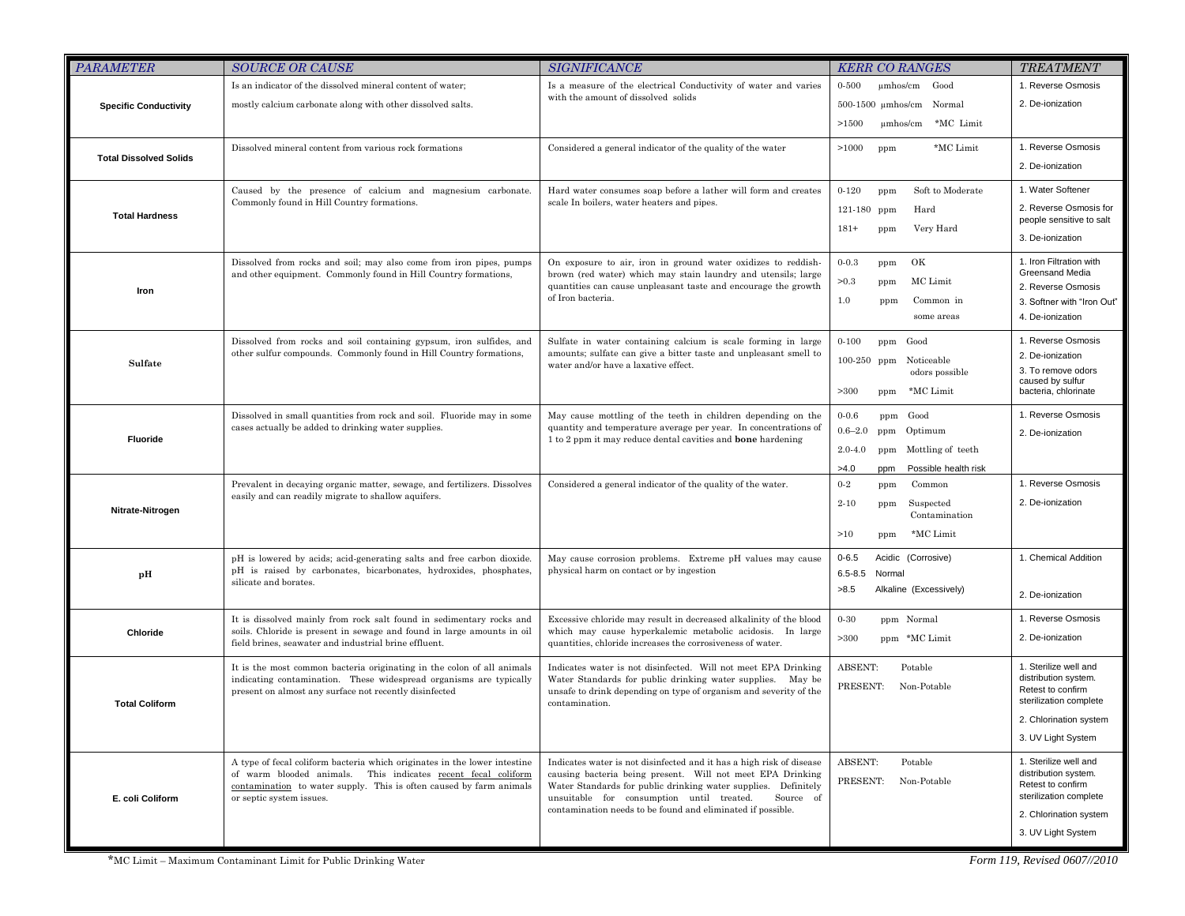| *PARAMETER* | *SOURCE OR CAUSE* | *SIGNIFICANCE* | *KERR CO RANGES* | *TREATMENT* |
|---|---|---|---|---|
| **Specific Conductivity** | Is an indicator of the dissolved mineral content of water; mostly calcium carbonate along with other dissolved salts. | Is a measure of the electrical Conductivity of water and varies with the amount of dissolved solids | 0-500 µmhos/cm Good<br>500-1500 µmhos/cm Normal<br>>1500 µmhos/cm *MC Limit | 1. Reverse Osmosis<br>2. De-ionization |
| **Total Dissolved Solids** | Dissolved mineral content from various rock formations | Considered a general indicator of the quality of the water | >1000 ppm *MC Limit | 1. Reverse Osmosis<br>2. De-ionization |
| **Total Hardness** | Caused by the presence of calcium and magnesium carbonate. Commonly found in Hill Country formations. | Hard water consumes soap before a lather will form and creates scale In boilers, water heaters and pipes. | 0-120 ppm Soft to Moderate<br>121-180 ppm Hard<br>181+ ppm Very Hard | 1. Water Softener<br>2. Reverse Osmosis for people sensitive to salt<br>3. De-ionization |
| **Iron** | Dissolved from rocks and soil; may also come from iron pipes, pumps and other equipment. Commonly found in Hill Country formations, | On exposure to air, iron in ground water oxidizes to reddish-brown (red water) which may stain laundry and utensils; large quantities can cause unpleasant taste and encourage the growth of Iron bacteria. | 0-0.3 ppm OK<br>>0.3 ppm MC Limit<br>1.0 ppm Common in some areas | 1. Iron Filtration with Greensand Media<br>2. Reverse Osmosis<br>3. Softner with "Iron Out"<br>4. De-ionization |
| **Sulfate** | Dissolved from rocks and soil containing gypsum, iron sulfides, and other sulfur compounds. Commonly found in Hill Country formations, | Sulfate in water containing calcium is scale forming in large amounts; sulfate can give a bitter taste and unpleasant smell to water and/or have a laxative effect. | 0-100 ppm Good<br>100-250 ppm Noticeable odors possible<br>>300 ppm *MC Limit | 1. Reverse Osmosis<br>2. De-ionization<br>3. To remove odors caused by sulfur bacteria, chlorinate |
| **Fluoride** | Dissolved in small quantities from rock and soil. Fluoride may in some cases actually be added to drinking water supplies. | May cause mottling of the teeth in children depending on the quantity and temperature average per year. In concentrations of 1 to 2 ppm it may reduce dental cavities and **bone** hardening | 0-0.6 ppm Good<br>0.6–2.0 ppm Optimum<br>2.0-4.0 ppm Mottling of teeth<br>>4.0 ppm Possible health risk | 1. Reverse Osmosis<br>2. De-ionization |
| **Nitrate-Nitrogen** | Prevalent in decaying organic matter, sewage, and fertilizers. Dissolves easily and can readily migrate to shallow aquifers. | Considered a general indicator of the quality of the water. | 0-2 ppm Common<br>2-10 ppm Suspected Contamination<br>>10 ppm *MC Limit | 1. Reverse Osmosis<br>2. De-ionization |
| **pH** | pH is lowered by acids; acid-generating salts and free carbon dioxide. pH is raised by carbonates, bicarbonates, hydroxides, phosphates, silicate and borates. | May cause corrosion problems. Extreme pH values may cause physical harm on contact or by ingestion | 0-6.5 Acidic (Corrosive)<br>6.5-8.5 Normal<br>>8.5 Alkaline (Excessively) | 1. Chemical Addition<br>2. De-ionization |
| **Chloride** | It is dissolved mainly from rock salt found in sedimentary rocks and soils. Chloride is present in sewage and found in large amounts in oil field brines, seawater and industrial brine effluent. | Excessive chloride may result in decreased alkalinity of the blood which may cause hyperkalemic metabolic acidosis. In large quantities, chloride increases the corrosiveness of water. | 0-30 ppm Normal<br>>300 ppm *MC Limit | 1. Reverse Osmosis<br>2. De-ionization |
| **Total Coliform** | It is the most common bacteria originating in the colon of all animals indicating contamination. These widespread organisms are typically present on almost any surface not recently disinfected | Indicates water is not disinfected. Will not meet EPA Drinking Water Standards for public drinking water supplies. May be unsafe to drink depending on type of organism and severity of the contamination. | ABSENT: Potable<br>PRESENT: Non-Potable | 1. Sterilize well and distribution system. Retest to confirm sterilization complete<br>2. Chlorination system<br>3. UV Light System |
| **E. coli Coliform** | A type of fecal coliform bacteria which originates in the lower intestine of warm blooded animals. This indicates recent fecal coliform contamination to water supply. This is often caused by farm animals or septic system issues. | Indicates water is not disinfected and it has a high risk of disease causing bacteria being present. Will not meet EPA Drinking Water Standards for public drinking water supplies. Definitely unsuitable for consumption until treated. Source of contamination needs to be found and eliminated if possible. | ABSENT: Potable<br>PRESENT: Non-Potable | 1. Sterilize well and distribution system. Retest to confirm sterilization complete<br>2. Chlorination system<br>3. UV Light System |

*MC Limit – Maximum Contaminant Limit for Public Drinking Water

*Form 119, Revised 0607//2010*